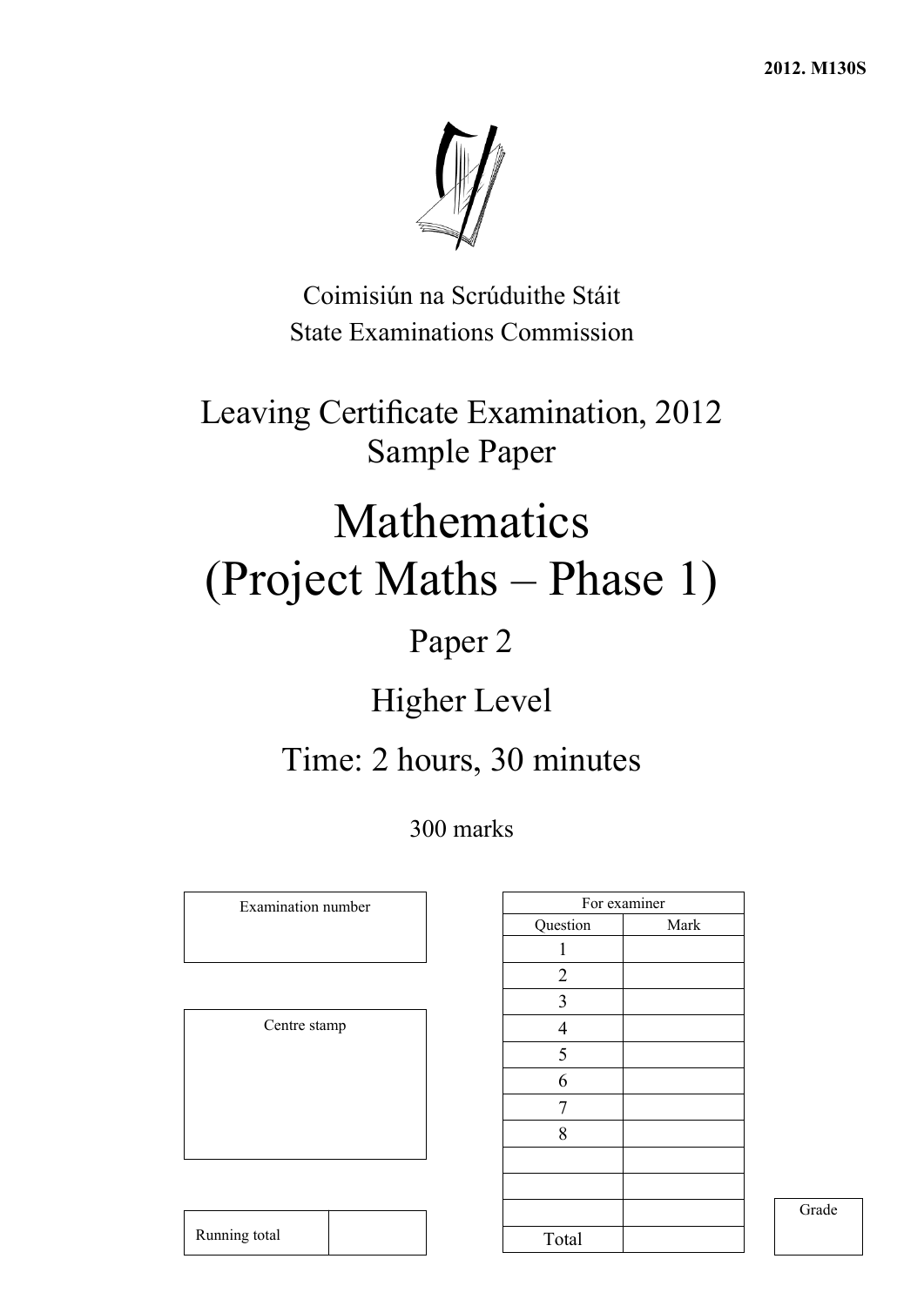2012. M130S

Coimisiún na Scrúduithe Stáit
State Examinations Commission

# Leaving Certificate Examination, 2012
# Sample Paper

# Mathematics
# (Project Maths – Phase 1)

## Paper 2

## Higher Level

## Time: 2 hours, 30 minutes

300 marks

| Examination number |
|---|
| |

| Centre stamp |
|---|
| |

| Running total | |
|---|---|

| For examiner | |
|---|---|
| Question | Mark |
| 1 | |
| 2 | |
| 3 | |
| 4 | |
| 5 | |
| 6 | |
| 7 | |
| 8 | |
| | |
| | |
| | |
| Total | |

| Grade |
|---|
| |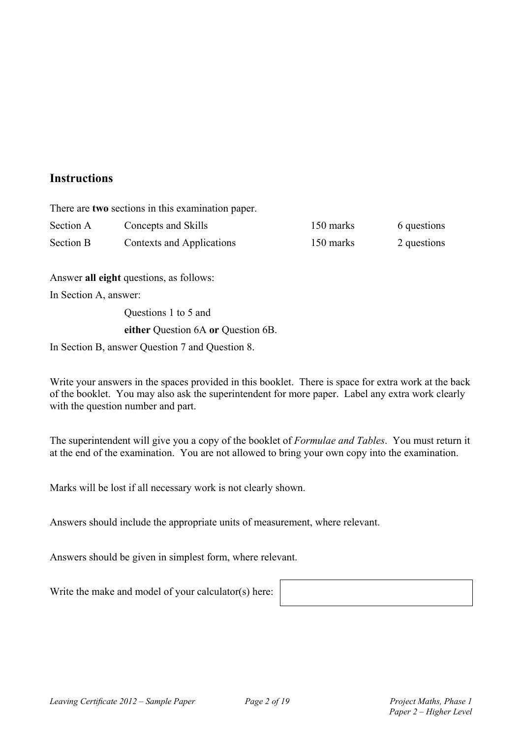## Instructions

There are **two** sections in this examination paper.

| | | | |
|---|---|---|---|
| Section A | Concepts and Skills | 150 marks | 6 questions |
| Section B | Contexts and Applications | 150 marks | 2 questions |

Answer **all eight** questions, as follows:

In Section A, answer:

Questions 1 to 5 and

**either** Question 6A **or** Question 6B.

In Section B, answer Question 7 and Question 8.

Write your answers in the spaces provided in this booklet. There is space for extra work at the back of the booklet. You may also ask the superintendent for more paper. Label any extra work clearly with the question number and part.

The superintendent will give you a copy of the booklet of *Formulae and Tables*. You must return it at the end of the examination. You are not allowed to bring your own copy into the examination.

Marks will be lost if all necessary work is not clearly shown.

Answers should include the appropriate units of measurement, where relevant.

Answers should be given in simplest form, where relevant.

Write the make and model of your calculator(s) here: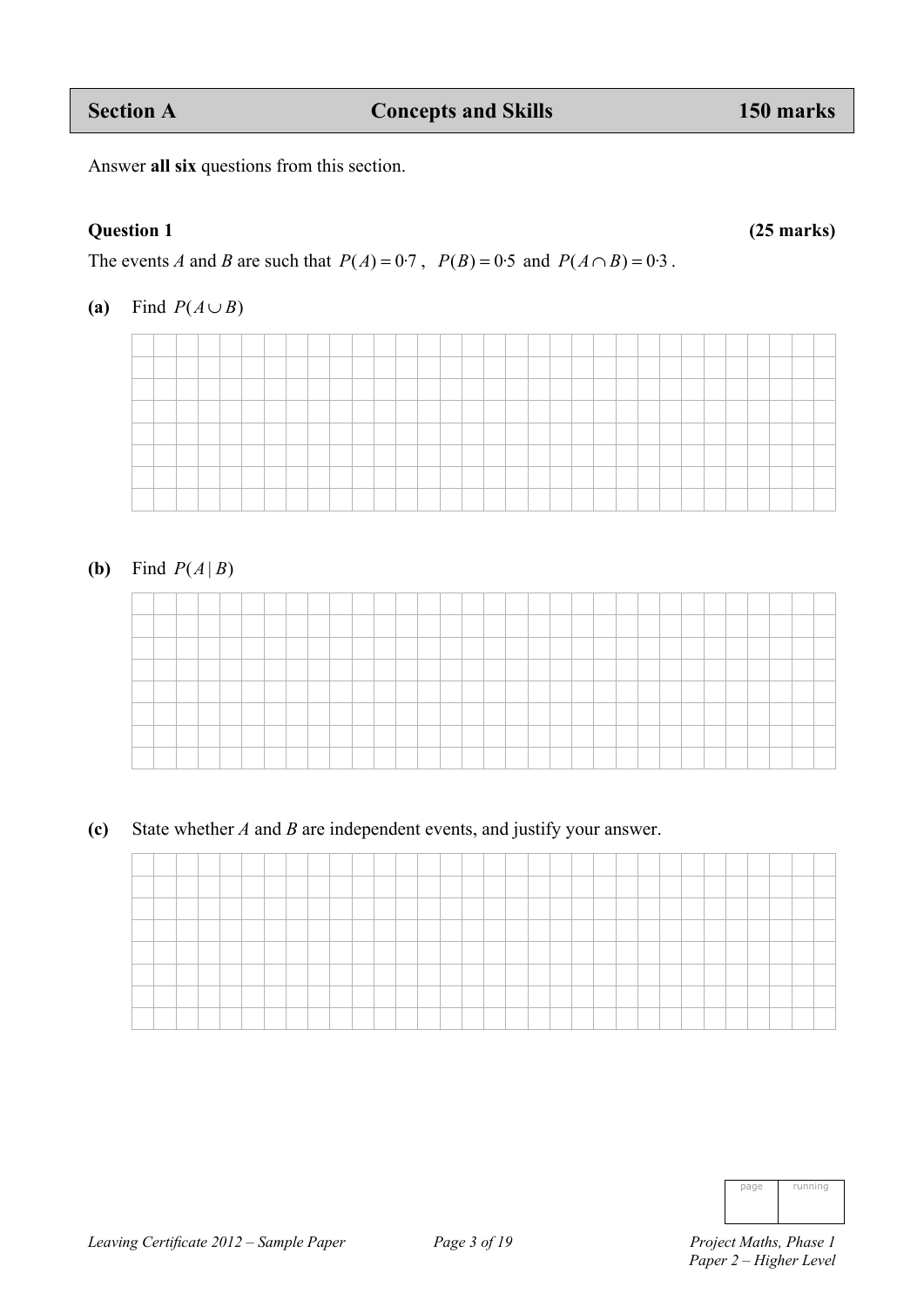## Section A — Concepts and Skills — 150 marks

Answer **all six** questions from this section.

### Question 1 (25 marks)

The events $A$ and $B$ are such that $P(A) = 0{\cdot}7$, $P(B) = 0{\cdot}5$ and $P(A \cap B) = 0{\cdot}3$.

**(a)** Find $P(A \cup B)$

**(b)** Find $P(A \mid B)$

**(c)** State whether $A$ and $B$ are independent events, and justify your answer.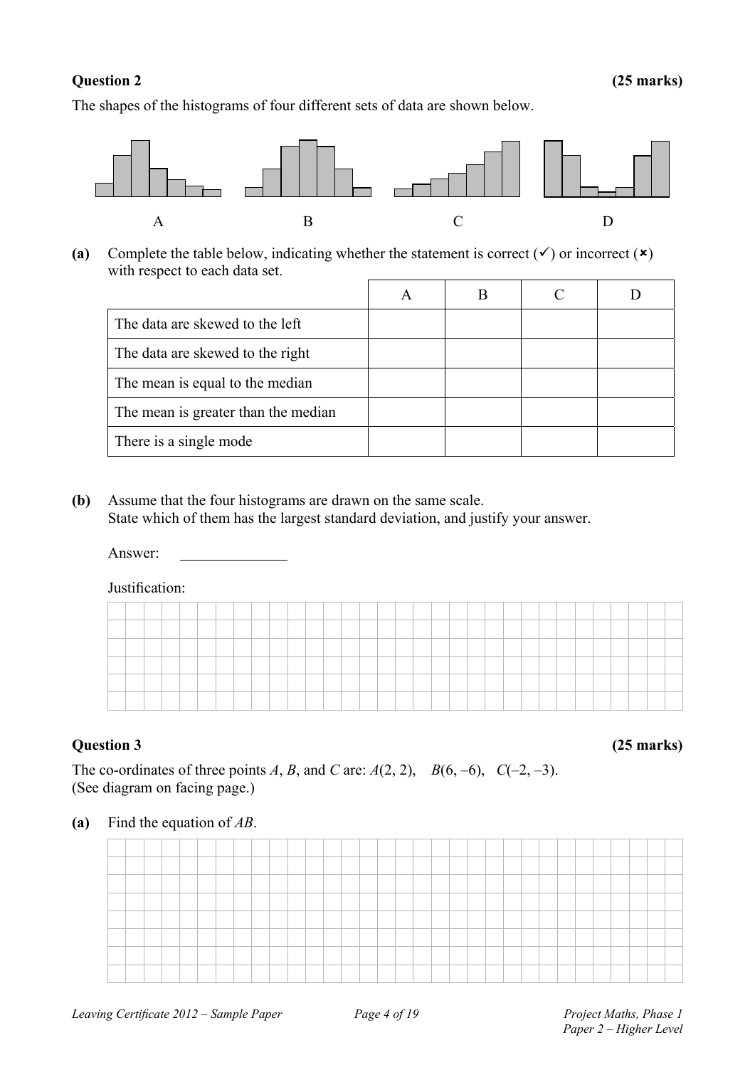**Question 2** **(25 marks)**

The shapes of the histograms of four different sets of data are shown below.

A B C D

**(a)** Complete the table below, indicating whether the statement is correct (✓) or incorrect (✗) with respect to each data set.

| | A | B | C | D |
|---|---|---|---|---|
| The data are skewed to the left | | | | |
| The data are skewed to the right | | | | |
| The mean is equal to the median | | | | |
| The mean is greater than the median | | | | |
| There is a single mode | | | | |

**(b)** Assume that the four histograms are drawn on the same scale.
State which of them has the largest standard deviation, and justify your answer.

Answer: ______________

Justification:

**Question 3** **(25 marks)**

The co-ordinates of three points $A$, $B$, and $C$ are: $A(2, 2)$, $B(6, –6)$, $C(–2, –3)$.
(See diagram on facing page.)

**(a)** Find the equation of $AB$.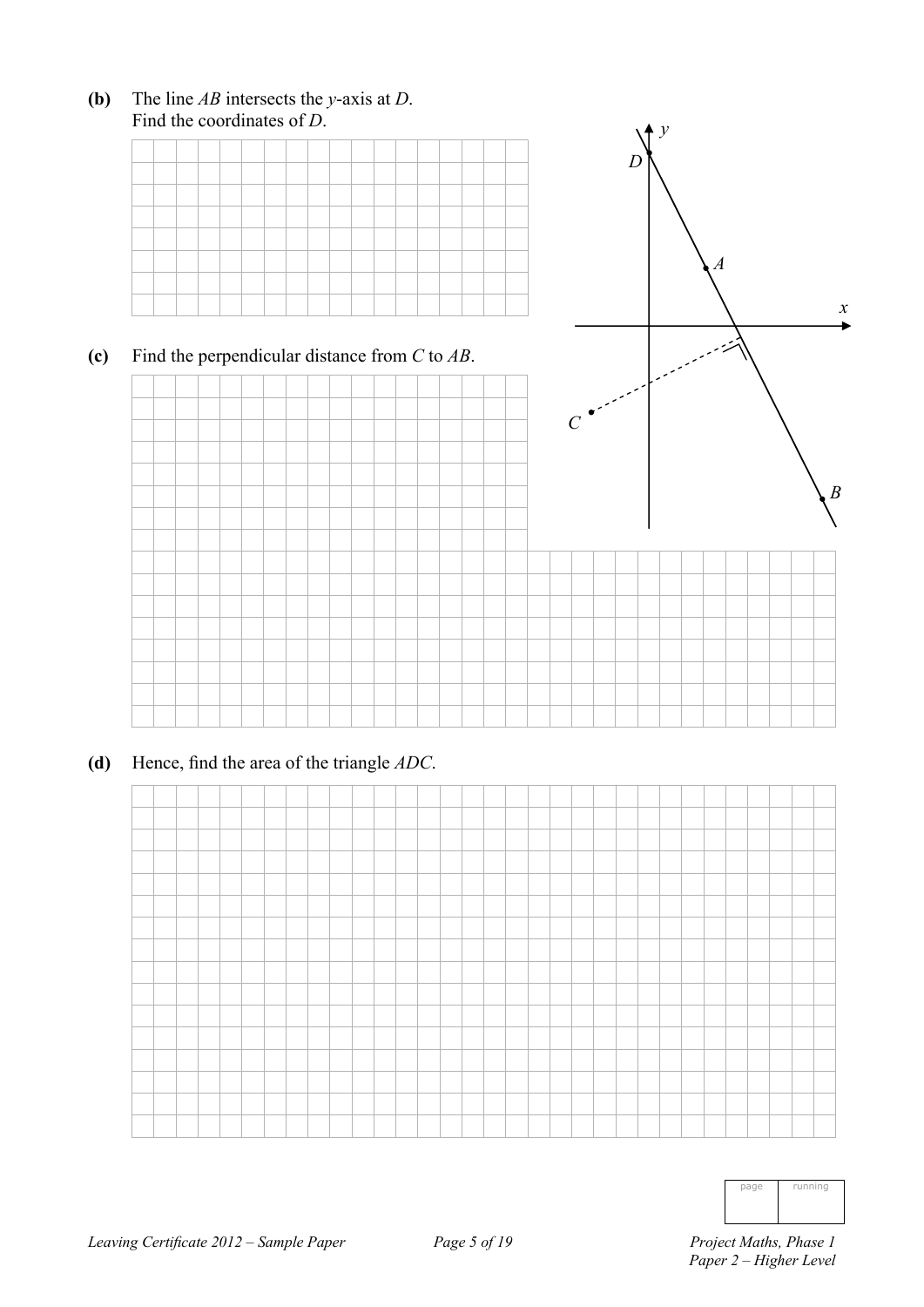**(b)** The line $AB$ intersects the $y$-axis at $D$.
Find the coordinates of $D$.

**(c)** Find the perpendicular distance from $C$ to $AB$.

**(d)** Hence, find the area of the triangle $ADC$.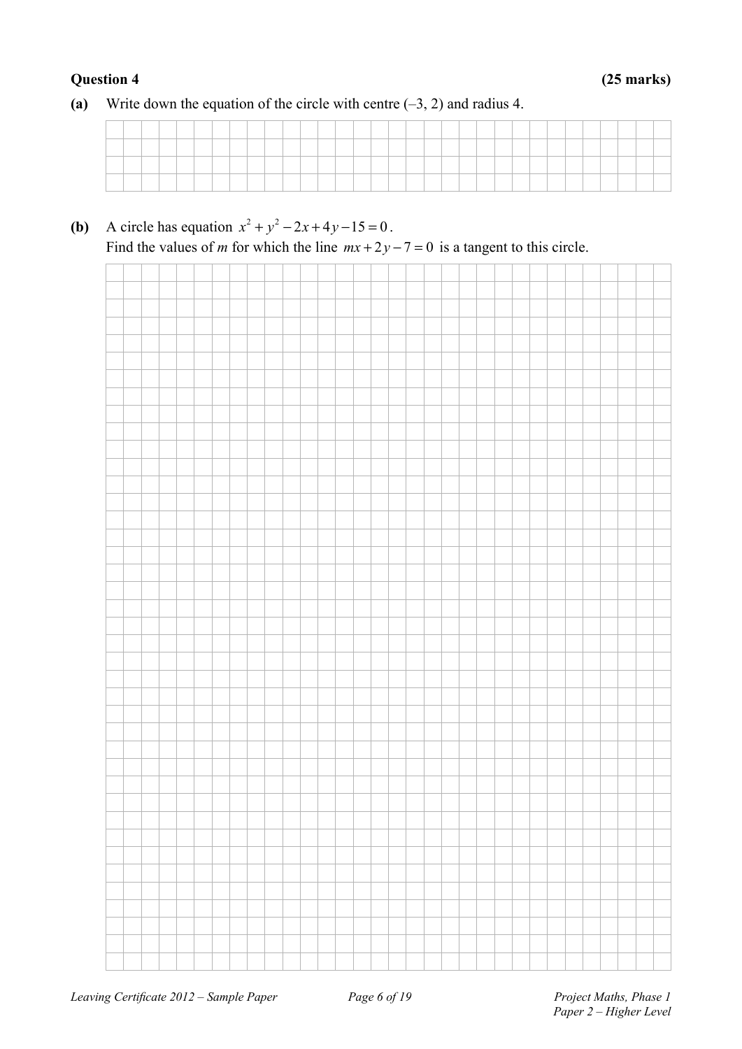**Question 4** **(25 marks)**

**(a)** Write down the equation of the circle with centre $(-3, 2)$ and radius 4.

**(b)** A circle has equation $x^2 + y^2 - 2x + 4y - 15 = 0$.
Find the values of $m$ for which the line $mx + 2y - 7 = 0$ is a tangent to this circle.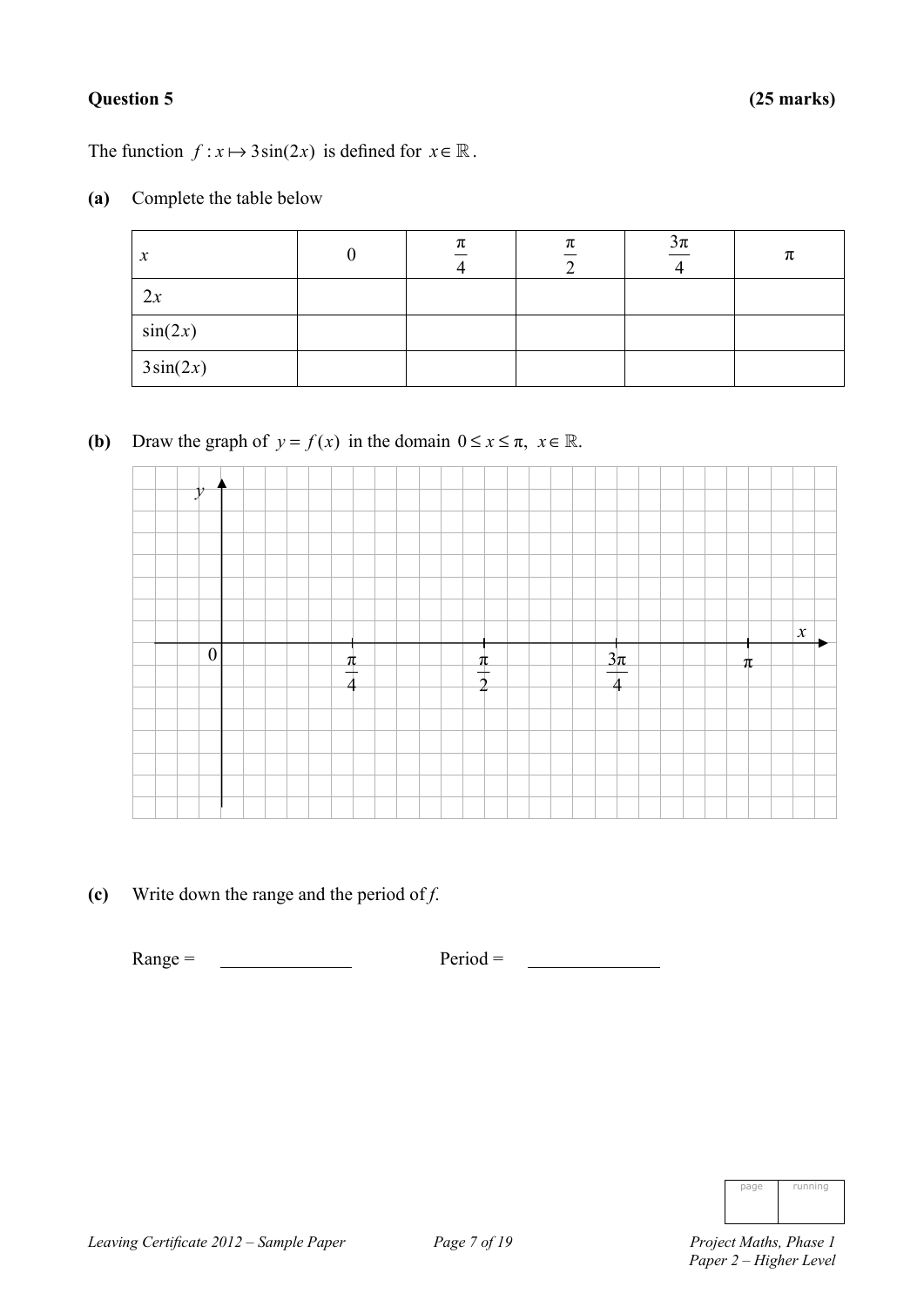**Question 5** **(25 marks)**

The function $f : x \mapsto 3\sin(2x)$ is defined for $x \in \mathbb{R}$.

**(a)** Complete the table below

| $x$ | $0$ | $\frac{\pi}{4}$ | $\frac{\pi}{2}$ | $\frac{3\pi}{4}$ | $\pi$ |
|---|---|---|---|---|---|
| $2x$ | | | | | |
| $\sin(2x)$ | | | | | |
| $3\sin(2x)$ | | | | | |

**(b)** Draw the graph of $y = f(x)$ in the domain $0 \leq x \leq \pi,\ x \in \mathbb{R}$.

**(c)** Write down the range and the period of *f*.

Range = \_\_\_\_\_\_\_\_\_\_\_\_\_\_ Period = \_\_\_\_\_\_\_\_\_\_\_\_\_\_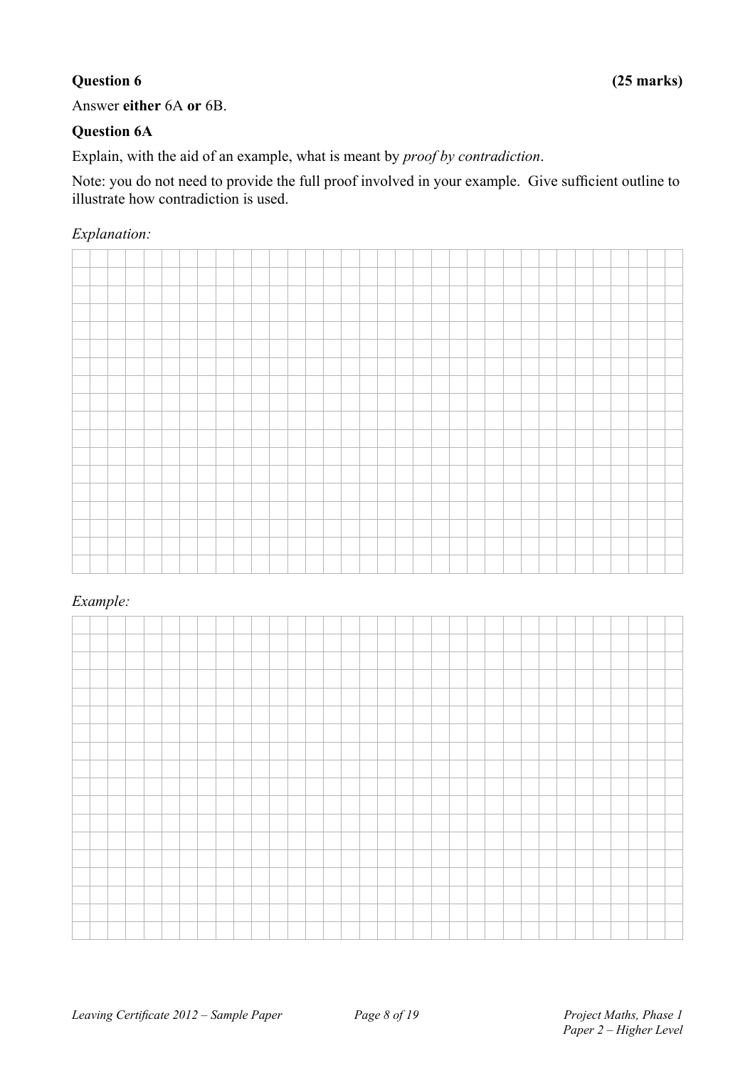**Question 6** **(25 marks)**

Answer **either** 6A **or** 6B.

**Question 6A**

Explain, with the aid of an example, what is meant by *proof by contradiction*.

Note: you do not need to provide the full proof involved in your example. Give sufficient outline to illustrate how contradiction is used.

*Explanation:*

*Example:*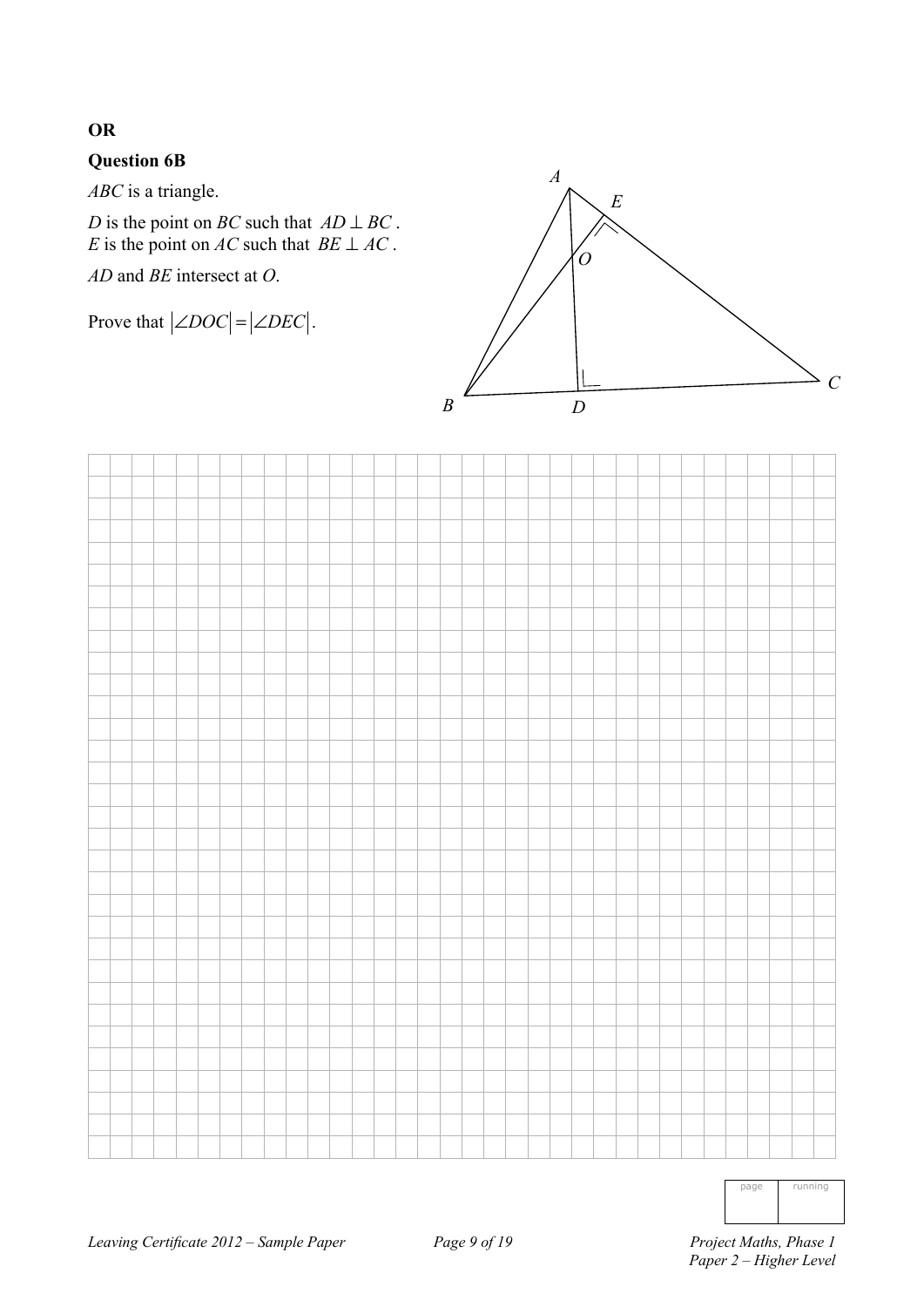**OR**

**Question 6B**

*ABC* is a triangle.

*D* is the point on *BC* such that $AD \perp BC$.
*E* is the point on *AC* such that $BE \perp AC$.

*AD* and *BE* intersect at *O*.

Prove that $|\angle DOC| = |\angle DEC|$.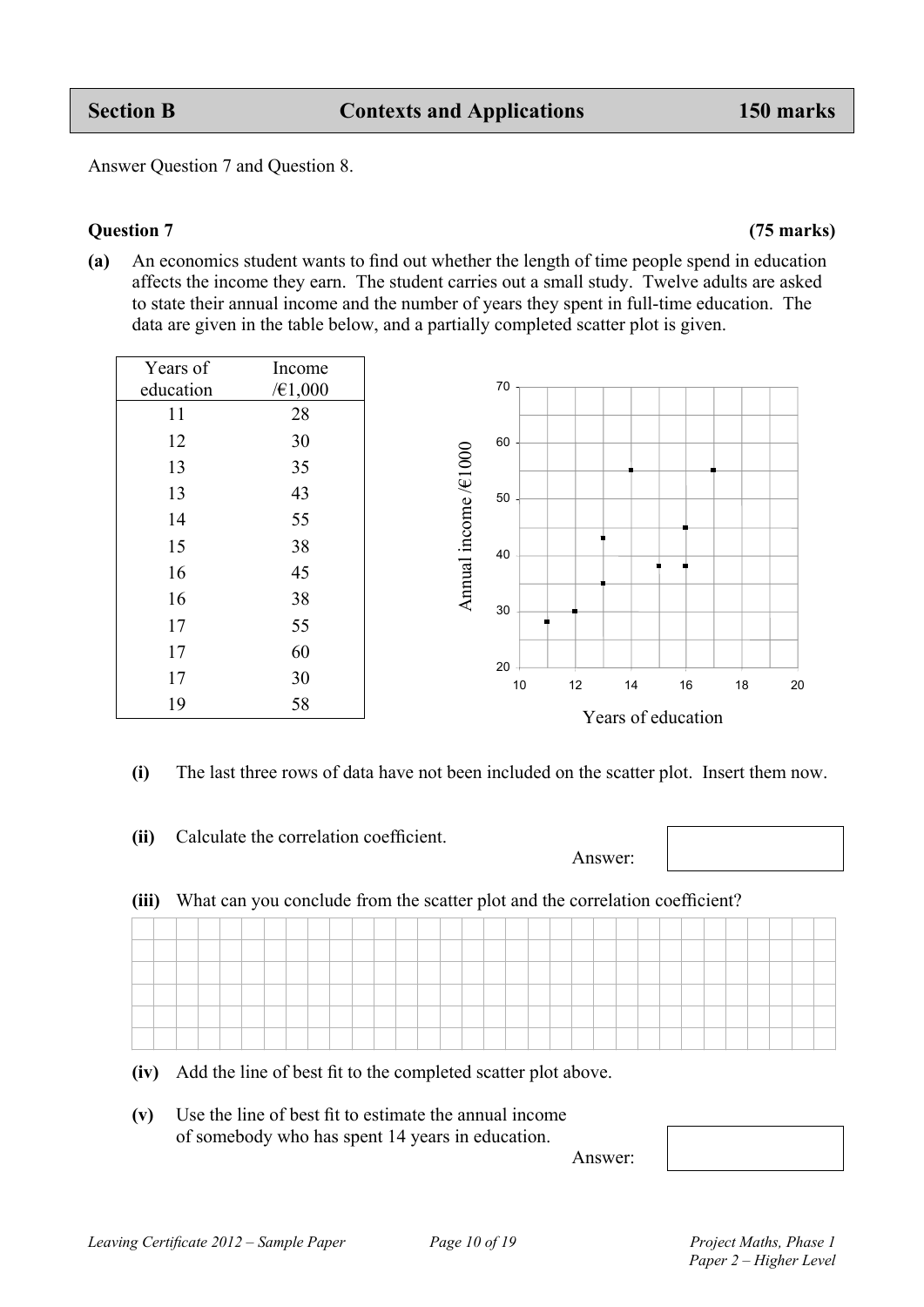## Section B — Contexts and Applications — 150 marks

Answer Question 7 and Question 8.

### Question 7 (75 marks)

**(a)** An economics student wants to find out whether the length of time people spend in education affects the income they earn. The student carries out a small study. Twelve adults are asked to state their annual income and the number of years they spent in full-time education. The data are given in the table below, and a partially completed scatter plot is given.

| Years of education | Income /€1,000 |
|---|---|
| 11 | 28 |
| 12 | 30 |
| 13 | 35 |
| 13 | 43 |
| 14 | 55 |
| 15 | 38 |
| 16 | 45 |
| 16 | 38 |
| 17 | 55 |
| 17 | 60 |
| 17 | 30 |
| 19 | 58 |

**(i)** The last three rows of data have not been included on the scatter plot. Insert them now.

**(ii)** Calculate the correlation coefficient.

Answer:

**(iii)** What can you conclude from the scatter plot and the correlation coefficient?

**(iv)** Add the line of best fit to the completed scatter plot above.

**(v)** Use the line of best fit to estimate the annual income of somebody who has spent 14 years in education.

Answer: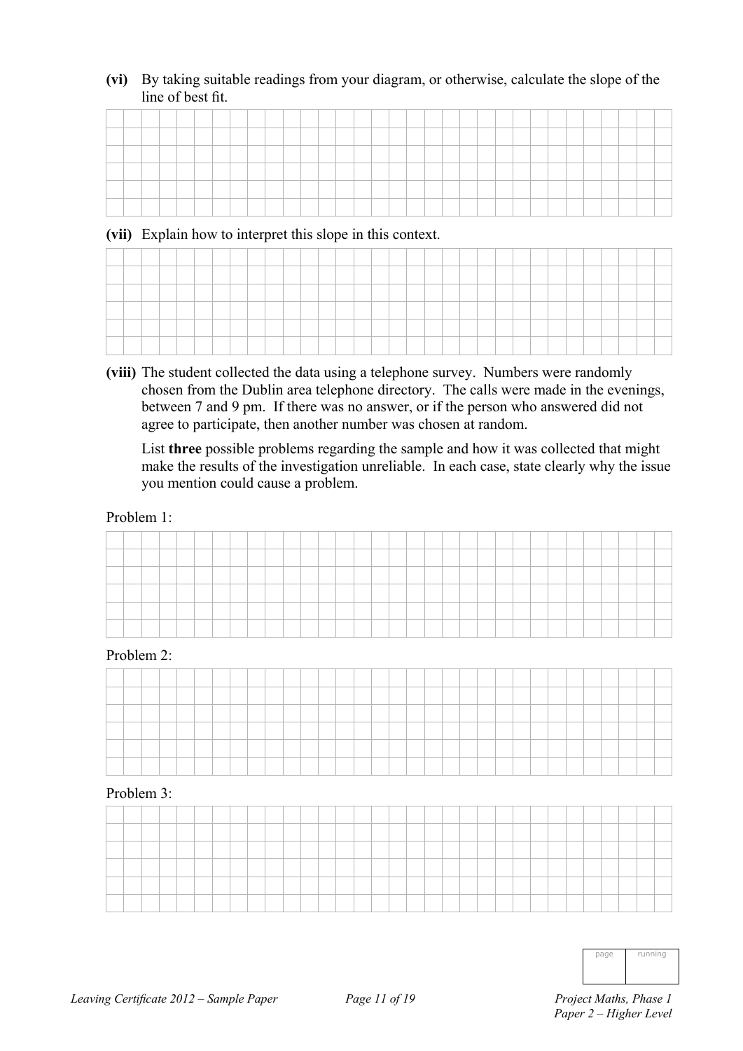**(vi)** By taking suitable readings from your diagram, or otherwise, calculate the slope of the line of best fit.

**(vii)** Explain how to interpret this slope in this context.

**(viii)** The student collected the data using a telephone survey. Numbers were randomly chosen from the Dublin area telephone directory. The calls were made in the evenings, between 7 and 9 pm. If there was no answer, or if the person who answered did not agree to participate, then another number was chosen at random.

List **three** possible problems regarding the sample and how it was collected that might make the results of the investigation unreliable. In each case, state clearly why the issue you mention could cause a problem.

Problem 1:

Problem 2:

Problem 3: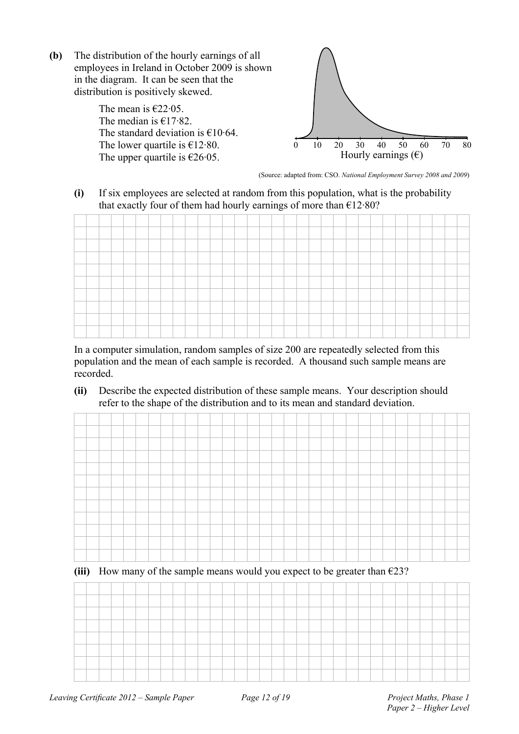**(b)** The distribution of the hourly earnings of all employees in Ireland in October 2009 is shown in the diagram. It can be seen that the distribution is positively skewed.

The mean is €22·05.
The median is €17·82.
The standard deviation is €10·64.
The lower quartile is €12·80.
The upper quartile is €26·05.

(Source: adapted from: CSO. *National Employment Survey 2008 and 2009*)

**(i)** If six employees are selected at random from this population, what is the probability that exactly four of them had hourly earnings of more than €12·80?

In a computer simulation, random samples of size 200 are repeatedly selected from this population and the mean of each sample is recorded. A thousand such sample means are recorded.

**(ii)** Describe the expected distribution of these sample means. Your description should refer to the shape of the distribution and to its mean and standard deviation.

**(iii)** How many of the sample means would you expect to be greater than €23?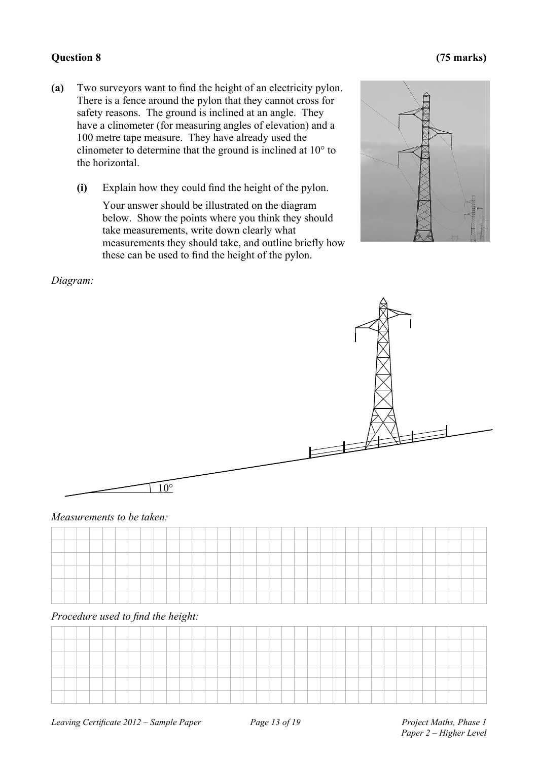**Question 8 (75 marks)**

**(a)** Two surveyors want to find the height of an electricity pylon. There is a fence around the pylon that they cannot cross for safety reasons. The ground is inclined at an angle. They have a clinometer (for measuring angles of elevation) and a 100 metre tape measure. They have already used the clinometer to determine that the ground is inclined at 10° to the horizontal.

**(i)** Explain how they could find the height of the pylon.

Your answer should be illustrated on the diagram below. Show the points where you think they should take measurements, write down clearly what measurements they should take, and outline briefly how these can be used to find the height of the pylon.

*Diagram:*

10°

*Measurements to be taken:*

*Procedure used to find the height:*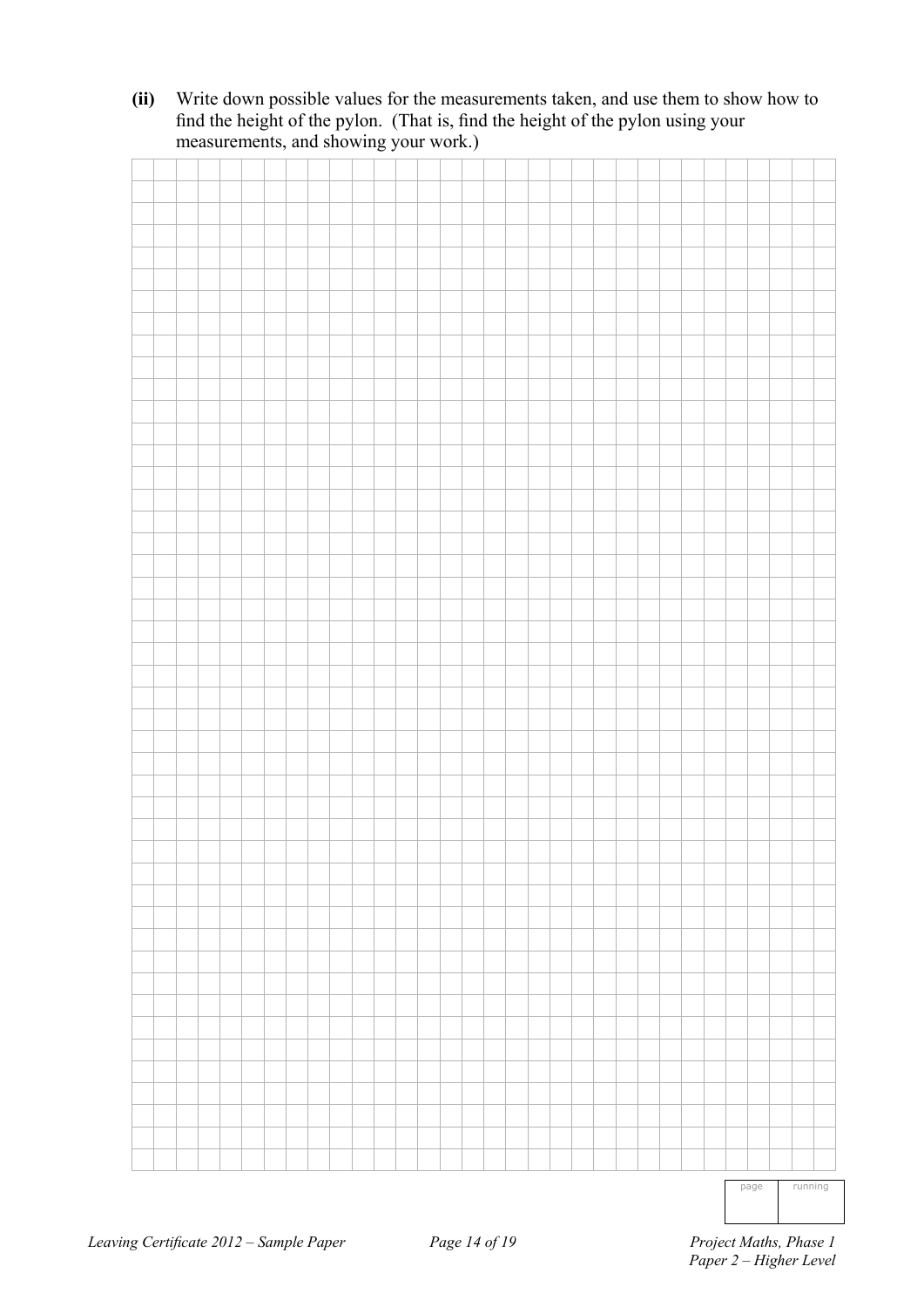**(ii)** Write down possible values for the measurements taken, and use them to show how to find the height of the pylon. (That is, find the height of the pylon using your measurements, and showing your work.)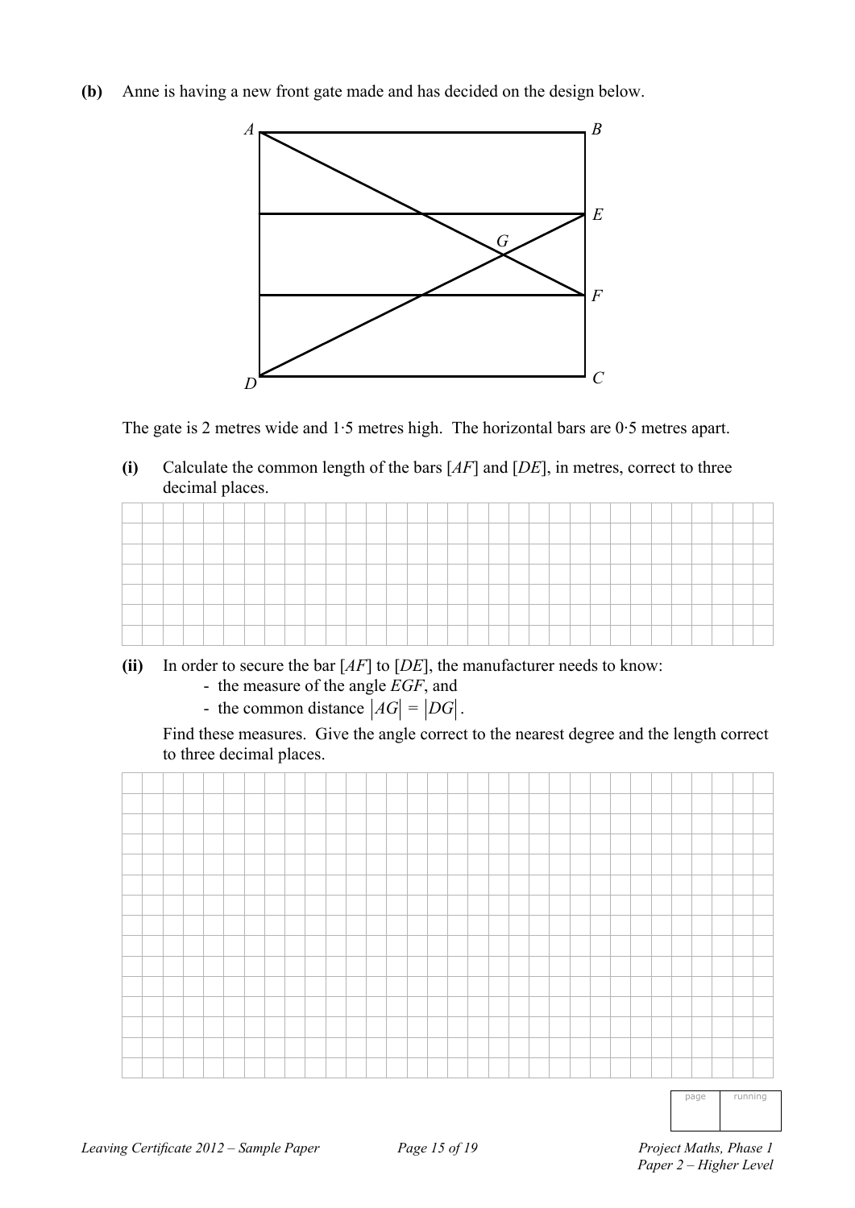**(b)** Anne is having a new front gate made and has decided on the design below.

The gate is 2 metres wide and 1·5 metres high. The horizontal bars are 0·5 metres apart.

**(i)** Calculate the common length of the bars [*AF*] and [*DE*], in metres, correct to three decimal places.

**(ii)** In order to secure the bar [*AF*] to [*DE*], the manufacturer needs to know:

- the measure of the angle *EGF*, and
- the common distance $|AG| = |DG|$.

Find these measures. Give the angle correct to the nearest degree and the length correct to three decimal places.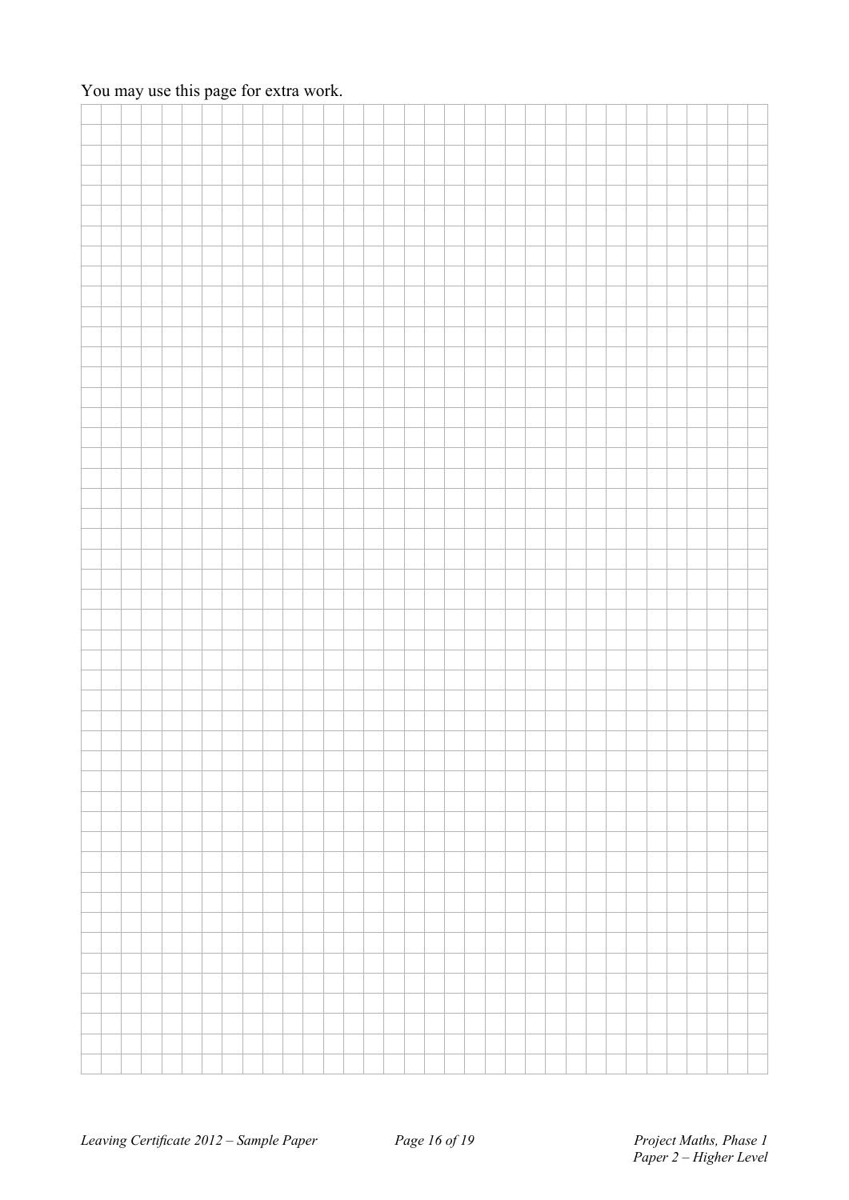You may use this page for extra work.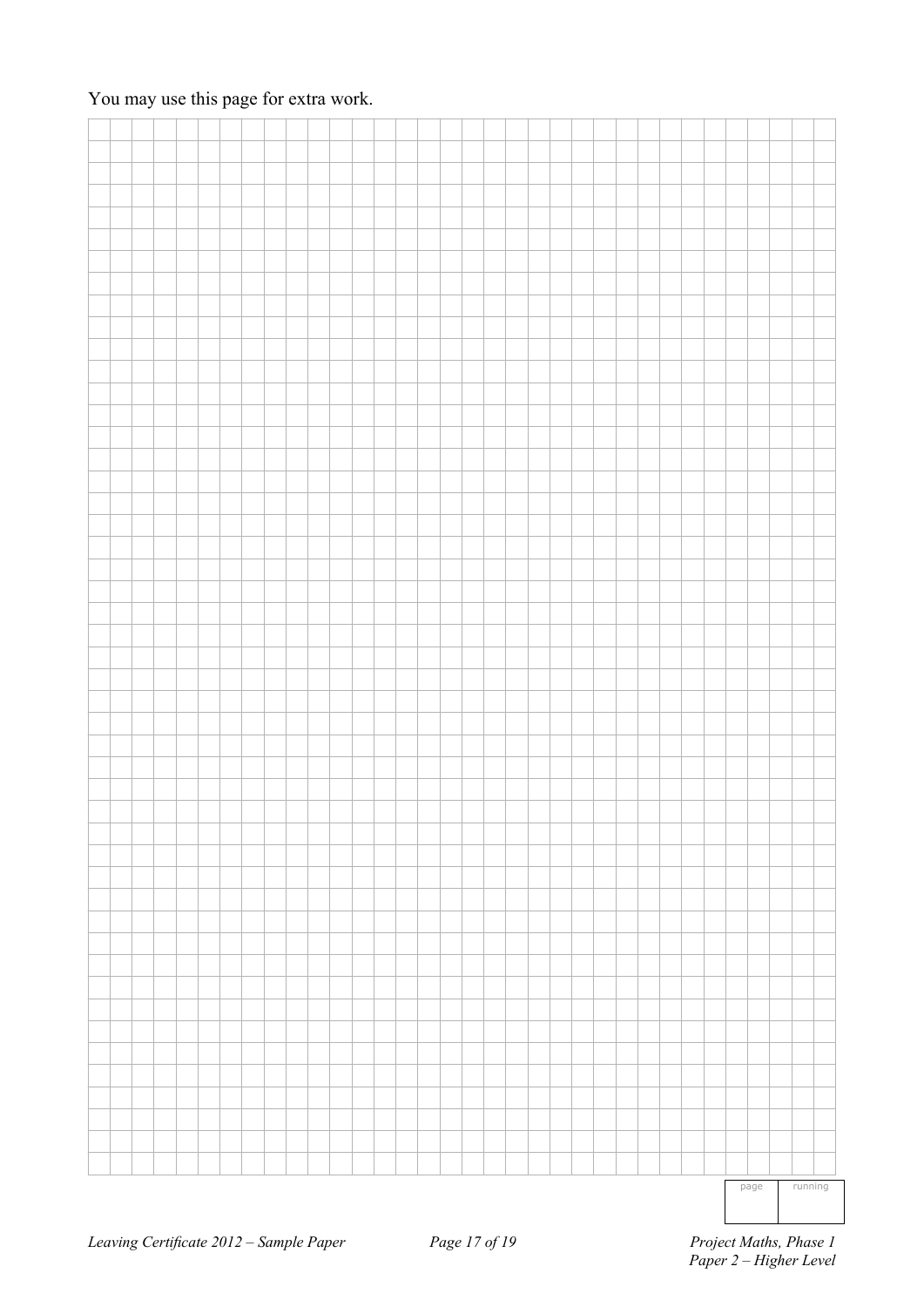You may use this page for extra work.

| page | running |
| --- | --- |
| | |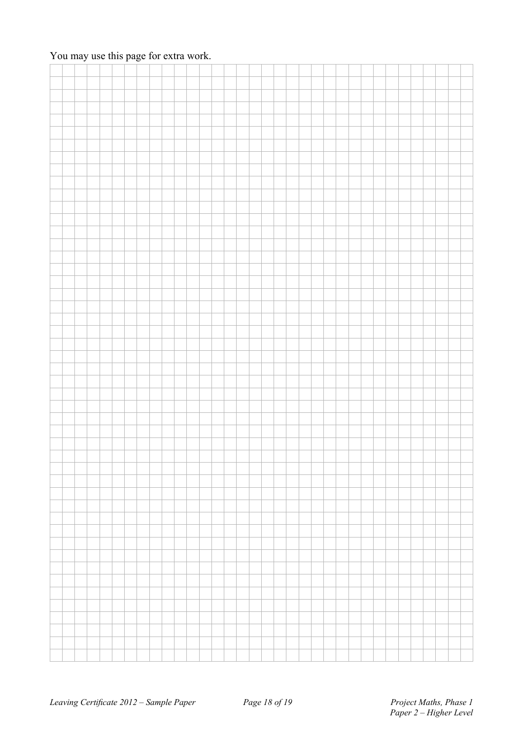You may use this page for extra work.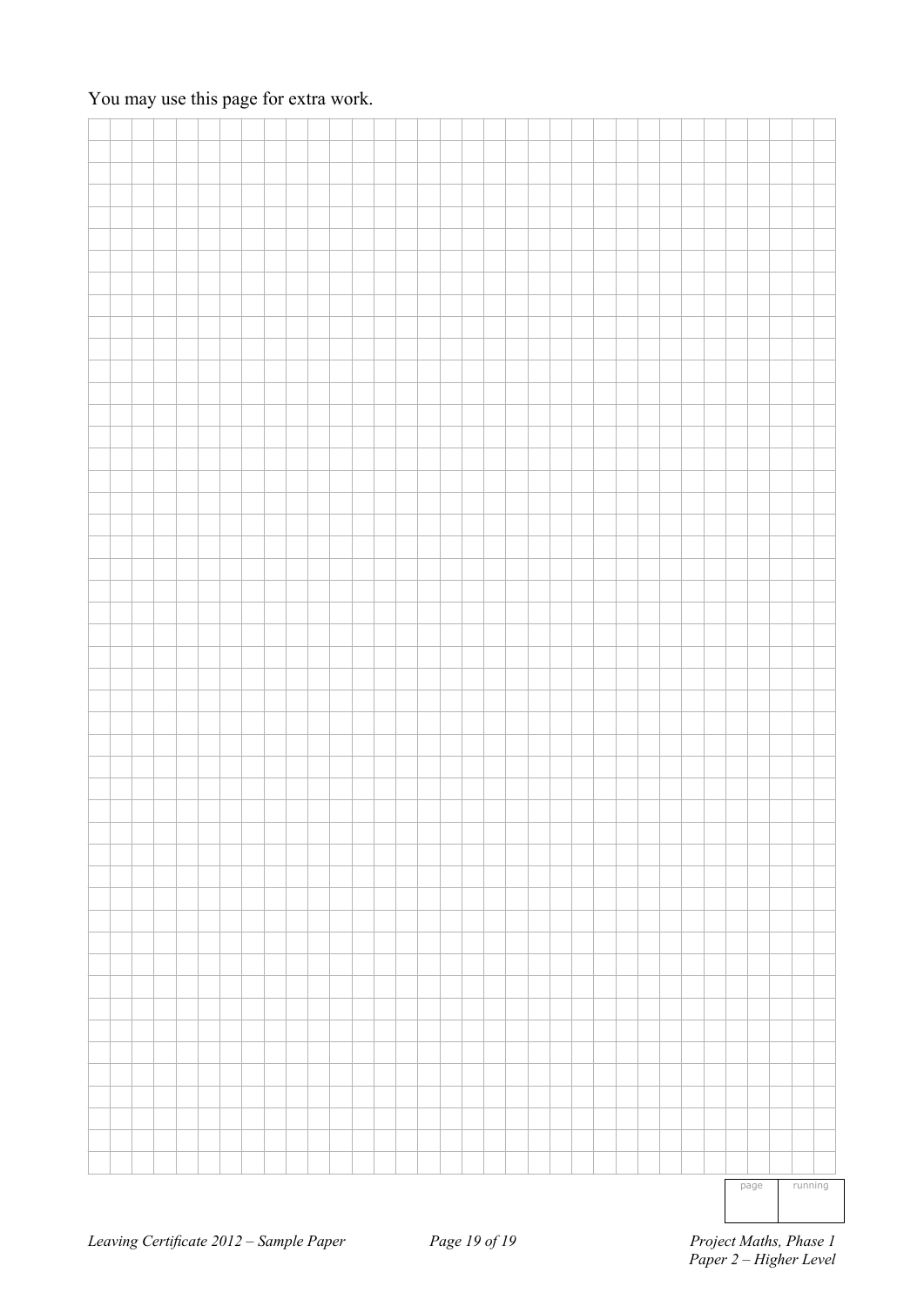You may use this page for extra work.

| page | running |
|---|---|
| | |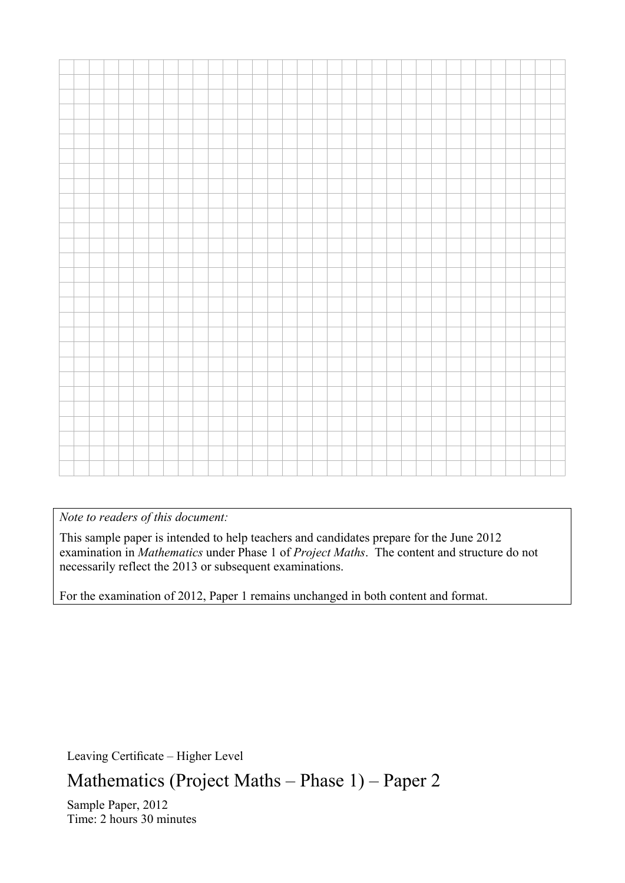*Note to readers of this document:*

This sample paper is intended to help teachers and candidates prepare for the June 2012 examination in *Mathematics* under Phase 1 of *Project Maths*. The content and structure do not necessarily reflect the 2013 or subsequent examinations.

For the examination of 2012, Paper 1 remains unchanged in both content and format.

Leaving Certificate – Higher Level

# Mathematics (Project Maths – Phase 1) – Paper 2

Sample Paper, 2012
Time: 2 hours 30 minutes